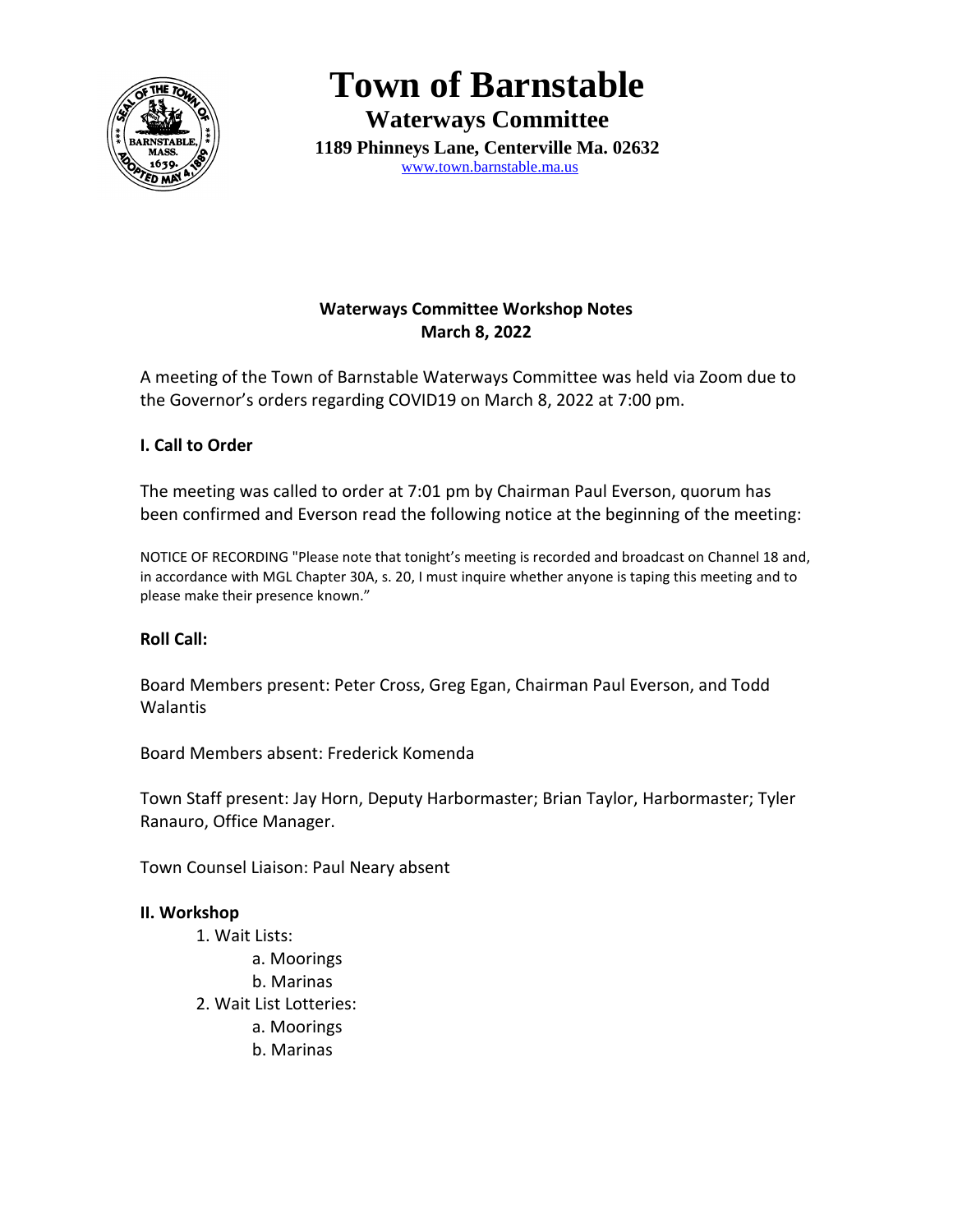# Town of Barnstable

## Waterways Committee

**1189 Phinneys Lane, Centerville Ma. 02632**

www.town.barnstable.ma.us

**Waterways Committee Workshop Notes**
**March 8, 2022**

A meeting of the Town of Barnstable Waterways Committee was held via Zoom due to the Governor's orders regarding COVID19 on March 8, 2022 at 7:00 pm.

**I. Call to Order**

The meeting was called to order at 7:01 pm by Chairman Paul Everson, quorum has been confirmed and Everson read the following notice at the beginning of the meeting:

NOTICE OF RECORDING "Please note that tonight's meeting is recorded and broadcast on Channel 18 and, in accordance with MGL Chapter 30A, s. 20, I must inquire whether anyone is taping this meeting and to please make their presence known."

**Roll Call:**

Board Members present: Peter Cross, Greg Egan, Chairman Paul Everson, and Todd Walantis

Board Members absent: Frederick Komenda

Town Staff present: Jay Horn, Deputy Harbormaster; Brian Taylor, Harbormaster; Tyler Ranauro, Office Manager.

Town Counsel Liaison: Paul Neary absent

**II. Workshop**

1. Wait Lists:
    a. Moorings
    b. Marinas
2. Wait List Lotteries:
    a. Moorings
    b. Marinas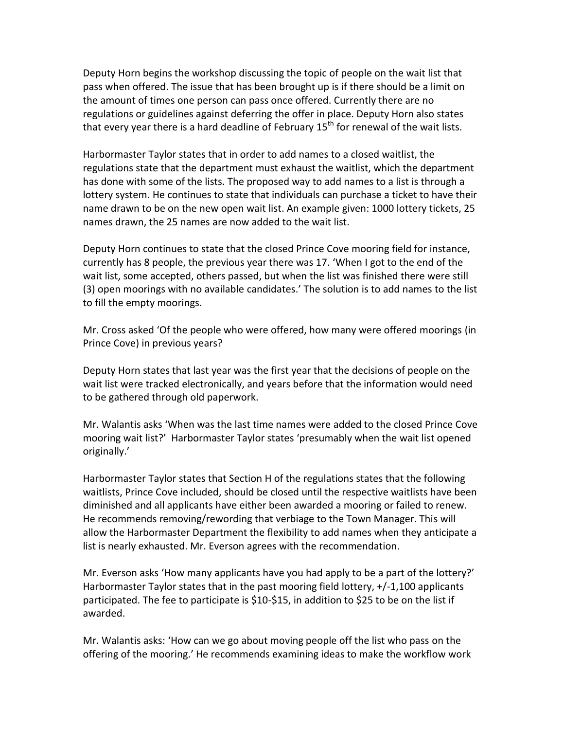Deputy Horn begins the workshop discussing the topic of people on the wait list that pass when offered. The issue that has been brought up is if there should be a limit on the amount of times one person can pass once offered. Currently there are no regulations or guidelines against deferring the offer in place. Deputy Horn also states that every year there is a hard deadline of February 15th for renewal of the wait lists.

Harbormaster Taylor states that in order to add names to a closed waitlist, the regulations state that the department must exhaust the waitlist, which the department has done with some of the lists. The proposed way to add names to a list is through a lottery system. He continues to state that individuals can purchase a ticket to have their name drawn to be on the new open wait list. An example given: 1000 lottery tickets, 25 names drawn, the 25 names are now added to the wait list.

Deputy Horn continues to state that the closed Prince Cove mooring field for instance, currently has 8 people, the previous year there was 17. 'When I got to the end of the wait list, some accepted, others passed, but when the list was finished there were still (3) open moorings with no available candidates.' The solution is to add names to the list to fill the empty moorings.

Mr. Cross asked 'Of the people who were offered, how many were offered moorings (in Prince Cove) in previous years?

Deputy Horn states that last year was the first year that the decisions of people on the wait list were tracked electronically, and years before that the information would need to be gathered through old paperwork.

Mr. Walantis asks 'When was the last time names were added to the closed Prince Cove mooring wait list?' Harbormaster Taylor states 'presumably when the wait list opened originally.'

Harbormaster Taylor states that Section H of the regulations states that the following waitlists, Prince Cove included, should be closed until the respective waitlists have been diminished and all applicants have either been awarded a mooring or failed to renew. He recommends removing/rewording that verbiage to the Town Manager. This will allow the Harbormaster Department the flexibility to add names when they anticipate a list is nearly exhausted. Mr. Everson agrees with the recommendation.

Mr. Everson asks 'How many applicants have you had apply to be a part of the lottery?' Harbormaster Taylor states that in the past mooring field lottery, +/-1,100 applicants participated. The fee to participate is $10-$15, in addition to $25 to be on the list if awarded.

Mr. Walantis asks: 'How can we go about moving people off the list who pass on the offering of the mooring.' He recommends examining ideas to make the workflow work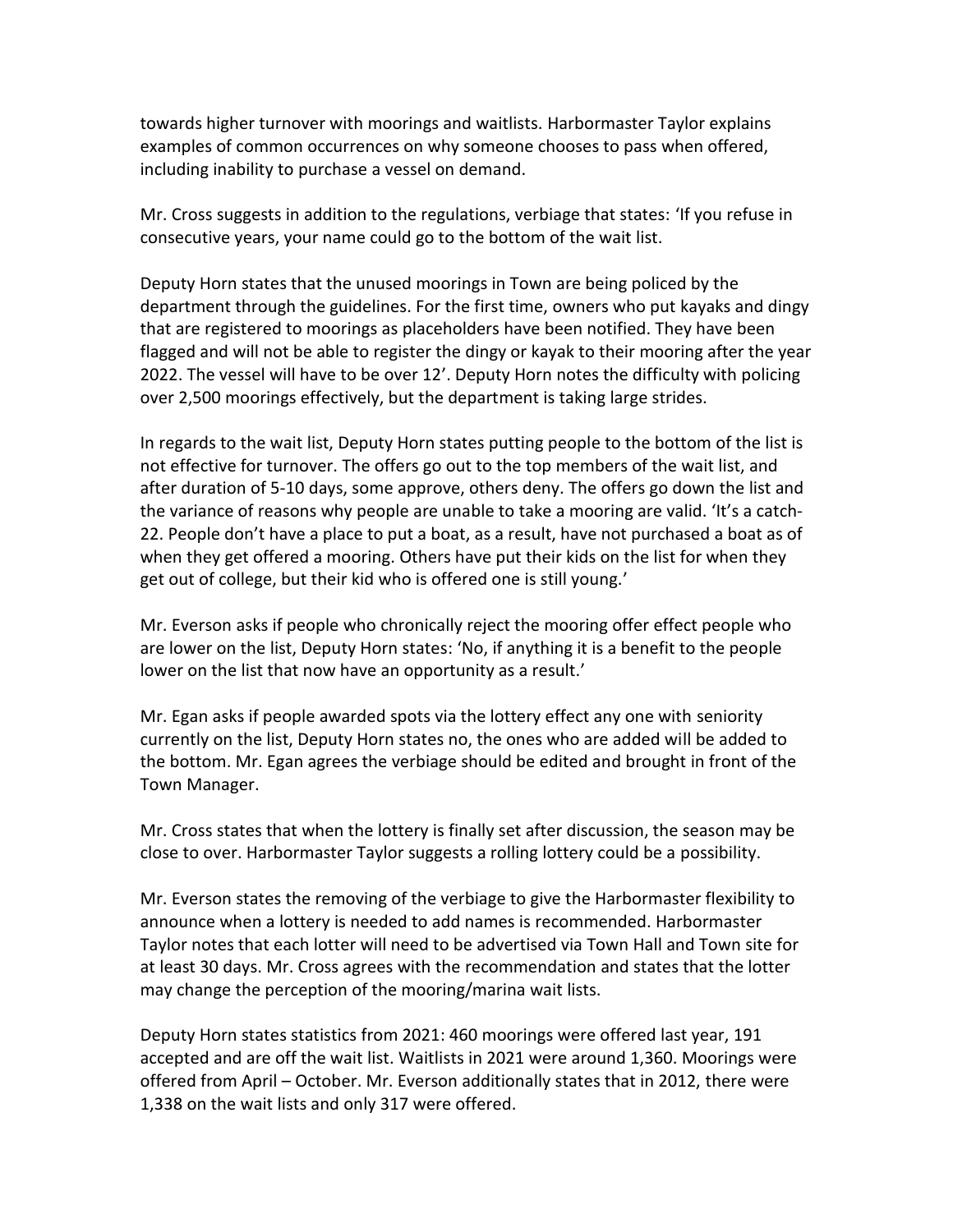towards higher turnover with moorings and waitlists. Harbormaster Taylor explains examples of common occurrences on why someone chooses to pass when offered, including inability to purchase a vessel on demand.

Mr. Cross suggests in addition to the regulations, verbiage that states: 'If you refuse in consecutive years, your name could go to the bottom of the wait list.

Deputy Horn states that the unused moorings in Town are being policed by the department through the guidelines. For the first time, owners who put kayaks and dingy that are registered to moorings as placeholders have been notified. They have been flagged and will not be able to register the dingy or kayak to their mooring after the year 2022. The vessel will have to be over 12'. Deputy Horn notes the difficulty with policing over 2,500 moorings effectively, but the department is taking large strides.

In regards to the wait list, Deputy Horn states putting people to the bottom of the list is not effective for turnover. The offers go out to the top members of the wait list, and after duration of 5-10 days, some approve, others deny. The offers go down the list and the variance of reasons why people are unable to take a mooring are valid. 'It's a catch-22. People don't have a place to put a boat, as a result, have not purchased a boat as of when they get offered a mooring. Others have put their kids on the list for when they get out of college, but their kid who is offered one is still young.'

Mr. Everson asks if people who chronically reject the mooring offer effect people who are lower on the list, Deputy Horn states: 'No, if anything it is a benefit to the people lower on the list that now have an opportunity as a result.'

Mr. Egan asks if people awarded spots via the lottery effect any one with seniority currently on the list, Deputy Horn states no, the ones who are added will be added to the bottom. Mr. Egan agrees the verbiage should be edited and brought in front of the Town Manager.

Mr. Cross states that when the lottery is finally set after discussion, the season may be close to over. Harbormaster Taylor suggests a rolling lottery could be a possibility.

Mr. Everson states the removing of the verbiage to give the Harbormaster flexibility to announce when a lottery is needed to add names is recommended. Harbormaster Taylor notes that each lotter will need to be advertised via Town Hall and Town site for at least 30 days. Mr. Cross agrees with the recommendation and states that the lotter may change the perception of the mooring/marina wait lists.

Deputy Horn states statistics from 2021: 460 moorings were offered last year, 191 accepted and are off the wait list. Waitlists in 2021 were around 1,360. Moorings were offered from April – October. Mr. Everson additionally states that in 2012, there were 1,338 on the wait lists and only 317 were offered.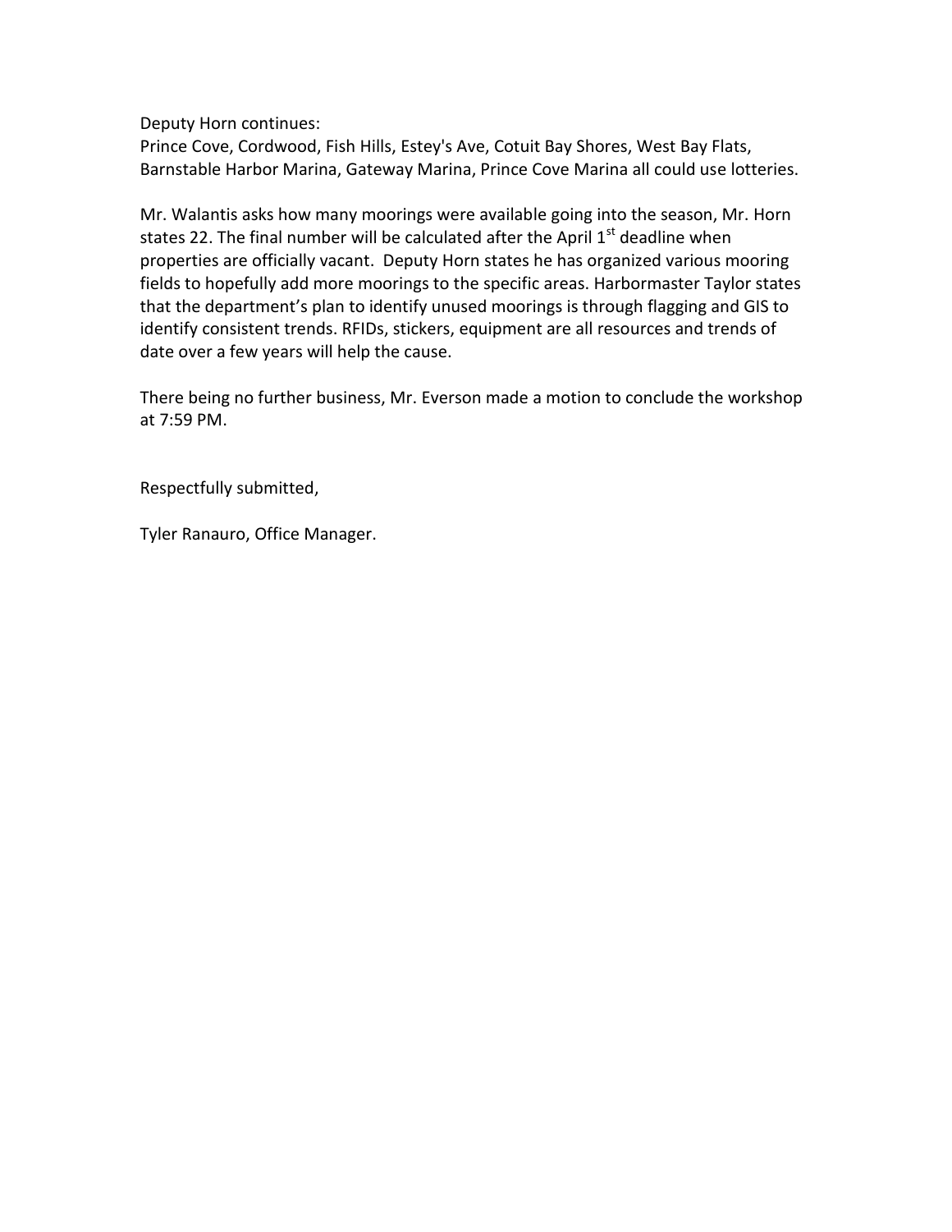Deputy Horn continues:
Prince Cove, Cordwood, Fish Hills, Estey's Ave, Cotuit Bay Shores, West Bay Flats, Barnstable Harbor Marina, Gateway Marina, Prince Cove Marina all could use lotteries.

Mr. Walantis asks how many moorings were available going into the season, Mr. Horn states 22. The final number will be calculated after the April 1st deadline when properties are officially vacant. Deputy Horn states he has organized various mooring fields to hopefully add more moorings to the specific areas. Harbormaster Taylor states that the department's plan to identify unused moorings is through flagging and GIS to identify consistent trends. RFIDs, stickers, equipment are all resources and trends of date over a few years will help the cause.

There being no further business, Mr. Everson made a motion to conclude the workshop at 7:59 PM.

Respectfully submitted,

Tyler Ranauro, Office Manager.